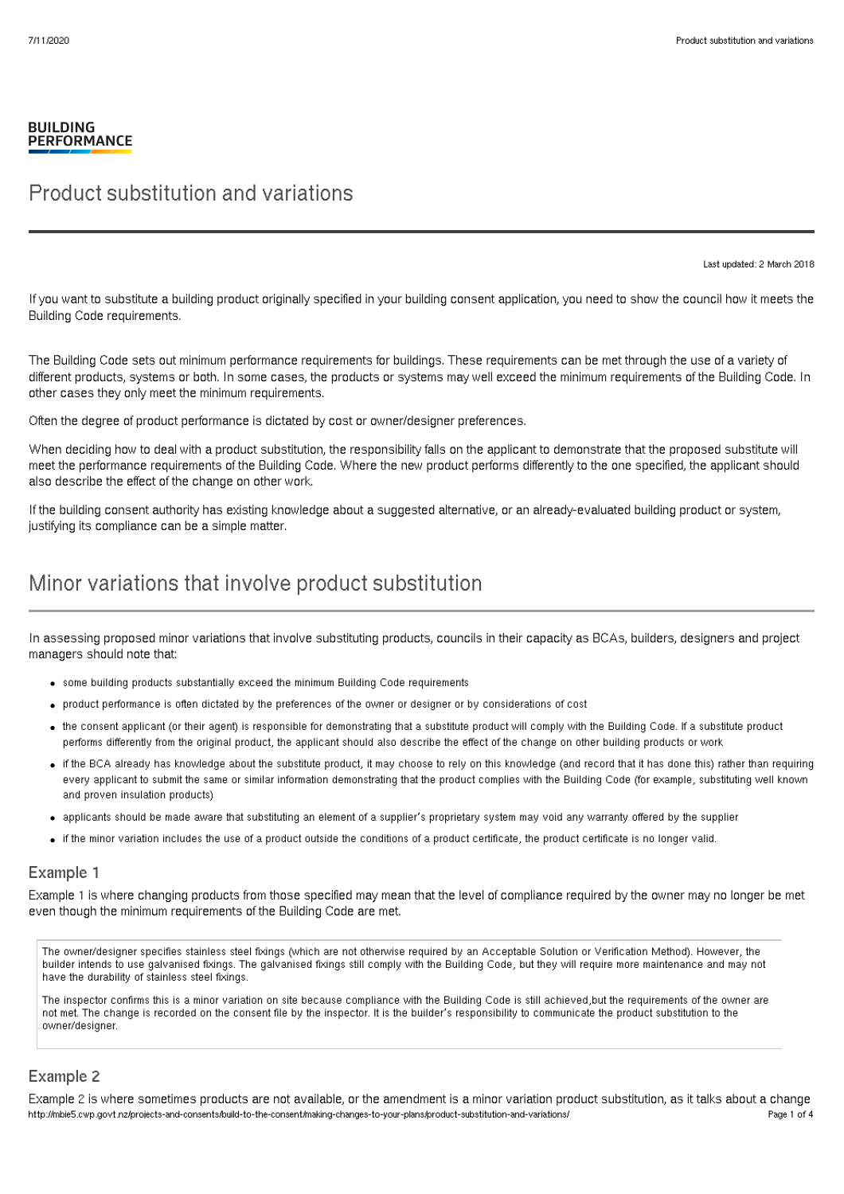BUILDING PERFORMANCE

# Product substitution and variations

Last updated: 2 March 2018

If you want to substitute a building product originally specified in your building consent application, you need to show the council how it meets the Building Code requirements.

The Building Code sets out minimum performance requirements for buildings. These requirements can be met through the use of a variety of different products, systems or both. In some cases, the products or systems may well exceed the minimum requirements of the Building Code. In other cases they only meet the minimum requirements.

Often the degree of product performance is dictated by cost or owner/designer preferences.

When deciding how to deal with a product substitution, the responsibility falls on the applicant to demonstrate that the proposed substitute will meet the performance requirements of the Building Code. Where the new product performs differently to the one specified, the applicant should also describe the effect of the change on other work.

If the building consent authority has existing knowledge about a suggested alternative, or an already-evaluated building product or system, justifying its compliance can be a simple matter.

## Minor variations that involve product substitution

In assessing proposed minor variations that involve substituting products, councils in their capacity as BCAs, builders, designers and project managers should note that:

- some building products substantially exceed the minimum Building Code requirements
- product performance is often dictated by the preferences of the owner or designer or by considerations of cost
- the consent applicant (or their agent) is responsible for demonstrating that a substitute product will comply with the Building Code. If a substitute product performs differently from the original product, the applicant should also describe the effect of the change on other building products or work
- if the BCA already has knowledge about the substitute product, it may choose to rely on this knowledge (and record that it has done this) rather than requiring every applicant to submit the same or similar information demonstrating that the product complies with the Building Code (for example, substituting well known and proven insulation products)
- applicants should be made aware that substituting an element of a supplier's proprietary system may void any warranty offered by the supplier
- if the minor variation includes the use of a product outside the conditions of a product certificate, the product certificate is no longer valid.

### Example 1

Example 1 is where changing products from those specified may mean that the level of compliance required by the owner may no longer be met even though the minimum requirements of the Building Code are met.

> The owner/designer specifies stainless steel fixings (which are not otherwise required by an Acceptable Solution or Verification Method). However, the builder intends to use galvanised fixings. The galvanised fixings still comply with the Building Code, but they will require more maintenance and may not have the durability of stainless steel fixings.
>
> The inspector confirms this is a minor variation on site because compliance with the Building Code is still achieved,but the requirements of the owner are not met. The change is recorded on the consent file by the inspector. It is the builder's responsibility to communicate the product substitution to the owner/designer.

### Example 2

Example 2 is where sometimes products are not available, or the amendment is a minor variation product substitution, as it talks about a change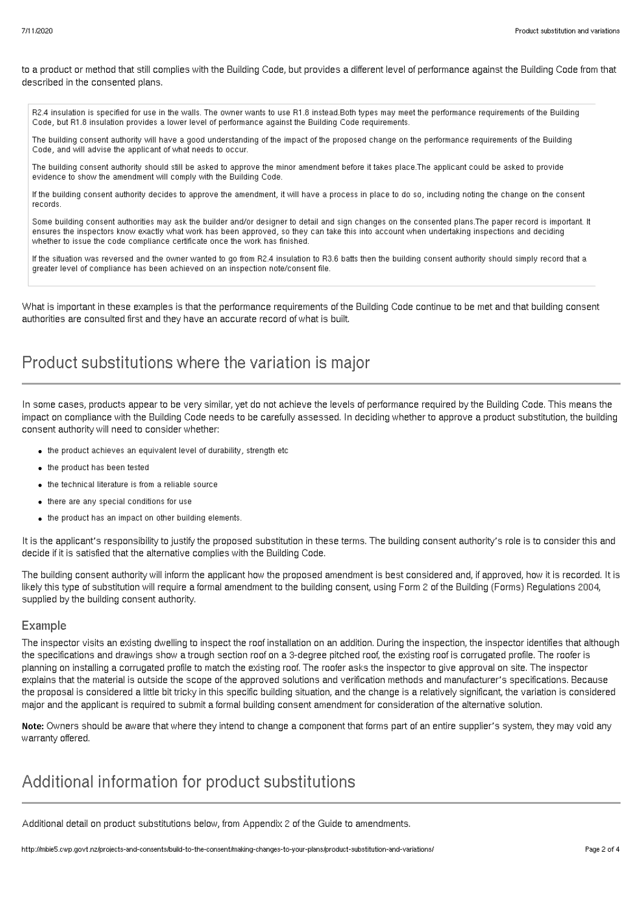to a product or method that still complies with the Building Code, but provides a different level of performance against the Building Code from that described in the consented plans.

> R2.4 insulation is specified for use in the walls. The owner wants to use R1.8 instead.Both types may meet the performance requirements of the Building Code, but R1.8 insulation provides a lower level of performance against the Building Code requirements.
>
> The building consent authority will have a good understanding of the impact of the proposed change on the performance requirements of the Building Code, and will advise the applicant of what needs to occur.
>
> The building consent authority should still be asked to approve the minor amendment before it takes place.The applicant could be asked to provide evidence to show the amendment will comply with the Building Code.
>
> If the building consent authority decides to approve the amendment, it will have a process in place to do so, including noting the change on the consent records.
>
> Some building consent authorities may ask the builder and/or designer to detail and sign changes on the consented plans.The paper record is important. It ensures the inspectors know exactly what work has been approved, so they can take this into account when undertaking inspections and deciding whether to issue the code compliance certificate once the work has finished.
>
> If the situation was reversed and the owner wanted to go from R2.4 insulation to R3.6 batts then the building consent authority should simply record that a greater level of compliance has been achieved on an inspection note/consent file.

What is important in these examples is that the performance requirements of the Building Code continue to be met and that building consent authorities are consulted first and they have an accurate record of what is built.

## Product substitutions where the variation is major

In some cases, products appear to be very similar, yet do not achieve the levels of performance required by the Building Code. This means the impact on compliance with the Building Code needs to be carefully assessed. In deciding whether to approve a product substitution, the building consent authority will need to consider whether:

- the product achieves an equivalent level of durability, strength etc
- the product has been tested
- the technical literature is from a reliable source
- there are any special conditions for use
- the product has an impact on other building elements.

It is the applicant's responsibility to justify the proposed substitution in these terms. The building consent authority's role is to consider this and decide if it is satisfied that the alternative complies with the Building Code.

The building consent authority will inform the applicant how the proposed amendment is best considered and, if approved, how it is recorded. It is likely this type of substitution will require a formal amendment to the building consent, using Form 2 of the Building (Forms) Regulations 2004, supplied by the building consent authority.

### Example

The inspector visits an existing dwelling to inspect the roof installation on an addition. During the inspection, the inspector identifies that although the specifications and drawings show a trough section roof on a 3-degree pitched roof, the existing roof is corrugated profile. The roofer is planning on installing a corrugated profile to match the existing roof. The roofer asks the inspector to give approval on site. The inspector explains that the material is outside the scope of the approved solutions and verification methods and manufacturer's specifications. Because the proposal is considered a little bit tricky in this specific building situation, and the change is a relatively significant, the variation is considered major and the applicant is required to submit a formal building consent amendment for consideration of the alternative solution.

**Note:** Owners should be aware that where they intend to change a component that forms part of an entire supplier's system, they may void any warranty offered.

## Additional information for product substitutions

Additional detail on product substitutions below, from Appendix 2 of the Guide to amendments.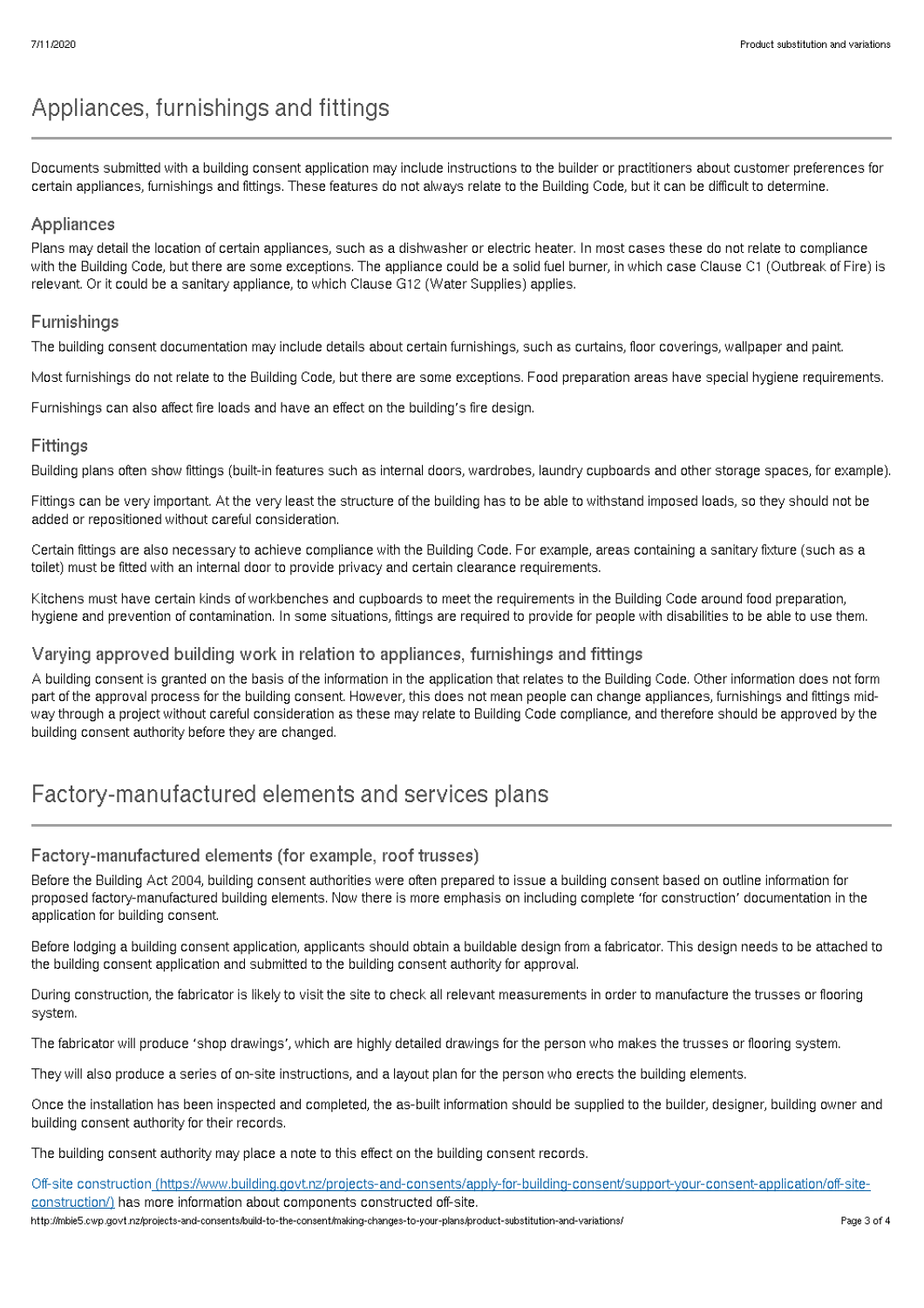# Appliances, furnishings and fittings

Documents submitted with a building consent application may include instructions to the builder or practitioners about customer preferences for certain appliances, furnishings and fittings. These features do not always relate to the Building Code, but it can be difficult to determine.

## Appliances

Plans may detail the location of certain appliances, such as a dishwasher or electric heater. In most cases these do not relate to compliance with the Building Code, but there are some exceptions. The appliance could be a solid fuel burner, in which case Clause C1 (Outbreak of Fire) is relevant. Or it could be a sanitary appliance, to which Clause G12 (Water Supplies) applies.

## Furnishings

The building consent documentation may include details about certain furnishings, such as curtains, floor coverings, wallpaper and paint.

Most furnishings do not relate to the Building Code, but there are some exceptions. Food preparation areas have special hygiene requirements.

Furnishings can also affect fire loads and have an effect on the building's fire design.

## Fittings

Building plans often show fittings (built-in features such as internal doors, wardrobes, laundry cupboards and other storage spaces, for example).

Fittings can be very important. At the very least the structure of the building has to be able to withstand imposed loads, so they should not be added or repositioned without careful consideration.

Certain fittings are also necessary to achieve compliance with the Building Code. For example, areas containing a sanitary fixture (such as a toilet) must be fitted with an internal door to provide privacy and certain clearance requirements.

Kitchens must have certain kinds of workbenches and cupboards to meet the requirements in the Building Code around food preparation, hygiene and prevention of contamination. In some situations, fittings are required to provide for people with disabilities to be able to use them.

## Varying approved building work in relation to appliances, furnishings and fittings

A building consent is granted on the basis of the information in the application that relates to the Building Code. Other information does not form part of the approval process for the building consent. However, this does not mean people can change appliances, furnishings and fittings mid-way through a project without careful consideration as these may relate to Building Code compliance, and therefore should be approved by the building consent authority before they are changed.

# Factory-manufactured elements and services plans

## Factory-manufactured elements (for example, roof trusses)

Before the Building Act 2004, building consent authorities were often prepared to issue a building consent based on outline information for proposed factory-manufactured building elements. Now there is more emphasis on including complete 'for construction' documentation in the application for building consent.

Before lodging a building consent application, applicants should obtain a buildable design from a fabricator. This design needs to be attached to the building consent application and submitted to the building consent authority for approval.

During construction, the fabricator is likely to visit the site to check all relevant measurements in order to manufacture the trusses or flooring system.

The fabricator will produce 'shop drawings', which are highly detailed drawings for the person who makes the trusses or flooring system.

They will also produce a series of on-site instructions, and a layout plan for the person who erects the building elements.

Once the installation has been inspected and completed, the as-built information should be supplied to the builder, designer, building owner and building consent authority for their records.

The building consent authority may place a note to this effect on the building consent records.

[Off-site construction (https://www.building.govt.nz/projects-and-consents/apply-for-building-consent/support-your-consent-application/off-site-construction/)](https://www.building.govt.nz/projects-and-consents/apply-for-building-consent/support-your-consent-application/off-site-construction/) has more information about components constructed off-site.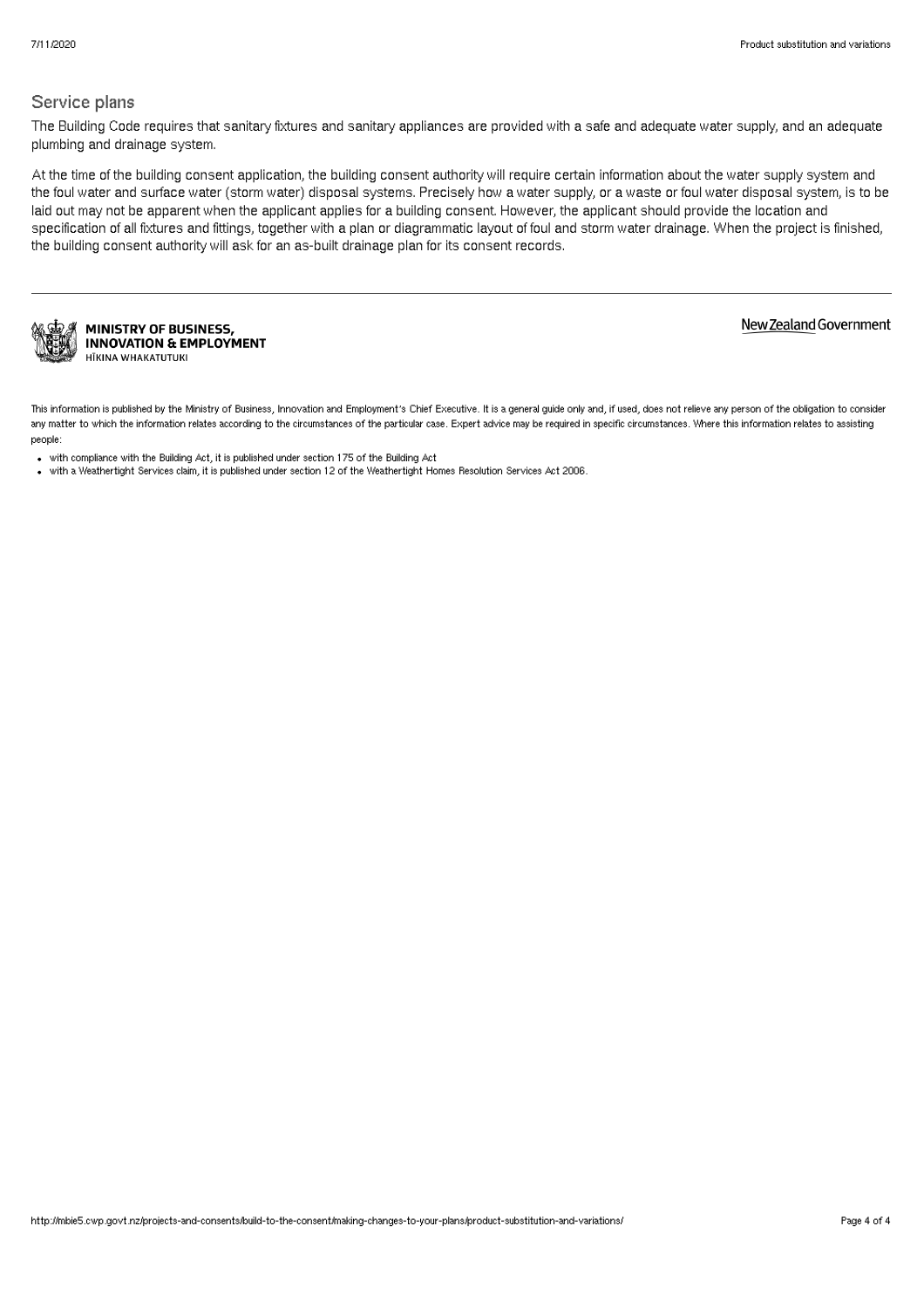## Service plans

The Building Code requires that sanitary fixtures and sanitary appliances are provided with a safe and adequate water supply, and an adequate plumbing and drainage system.

At the time of the building consent application, the building consent authority will require certain information about the water supply system and the foul water and surface water (storm water) disposal systems. Precisely how a water supply, or a waste or foul water disposal system, is to be laid out may not be apparent when the applicant applies for a building consent. However, the applicant should provide the location and specification of all fixtures and fittings, together with a plan or diagrammatic layout of foul and storm water drainage. When the project is finished, the building consent authority will ask for an as-built drainage plan for its consent records.

---

**MINISTRY OF BUSINESS, INNOVATION & EMPLOYMENT**
HĪKINA WHAKATUTUKI

New Zealand Government

This information is published by the Ministry of Business, Innovation and Employment's Chief Executive. It is a general guide only and, if used, does not relieve any person of the obligation to consider any matter to which the information relates according to the circumstances of the particular case. Expert advice may be required in specific circumstances. Where this information relates to assisting people:

- with compliance with the Building Act, it is published under section 175 of the Building Act
- with a Weathertight Services claim, it is published under section 12 of the Weathertight Homes Resolution Services Act 2006.